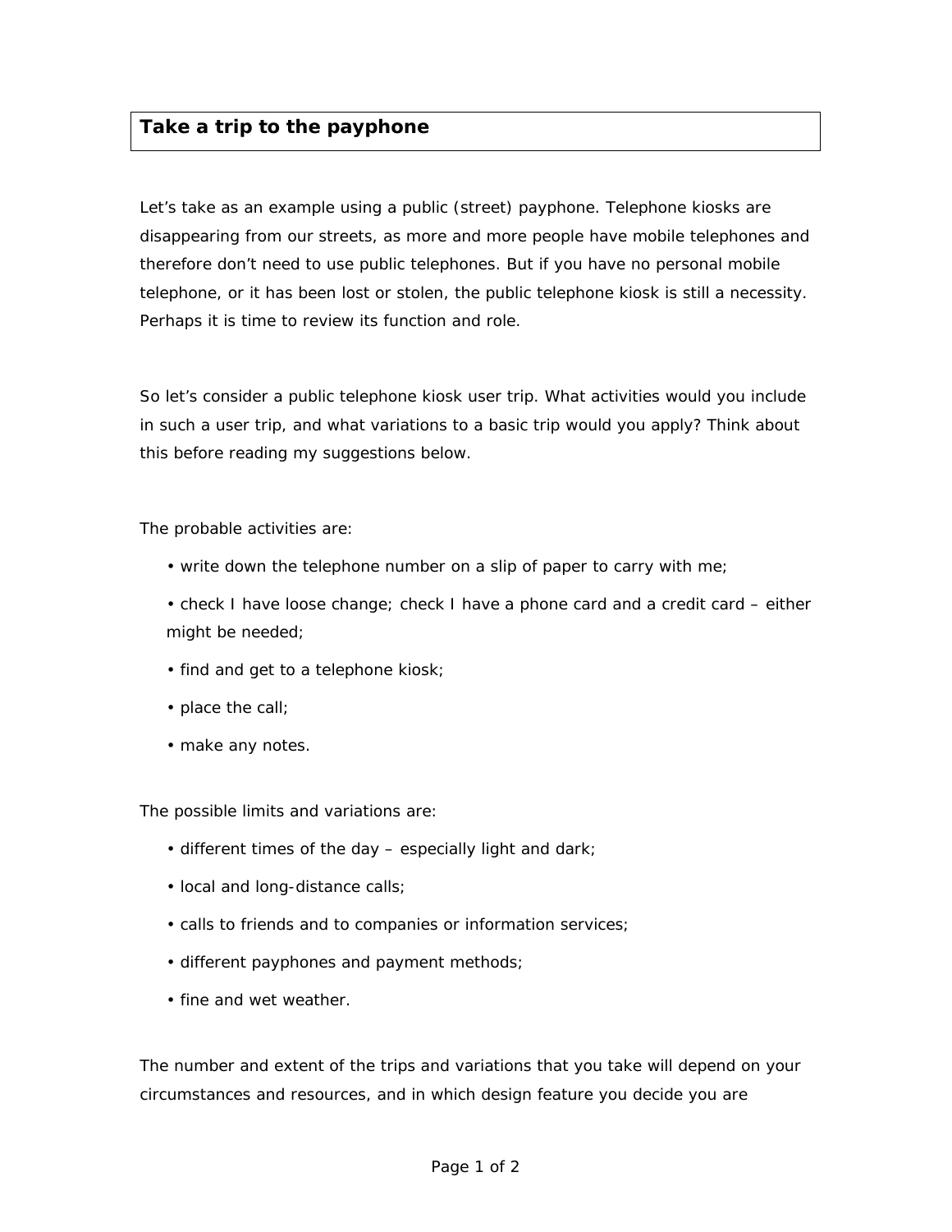## Take a trip to the payphone

Let's take as an example using a public (street) payphone. Telephone kiosks are disappearing from our streets, as more and more people have mobile telephones and therefore don't need to use public telephones. But if you have no personal mobile telephone, or it has been lost or stolen, the public telephone kiosk is still a necessity. Perhaps it is time to review its function and role.

So let's consider a public telephone kiosk user trip. What activities would you include in such a user trip, and what variations to a basic trip would you apply? Think about this before reading my suggestions below.

The probable activities are:

- write down the telephone number on a slip of paper to carry with me;
- check I have loose change; check I have a phone card and a credit card – either might be needed;
- find and get to a telephone kiosk;
- place the call;
- make any notes.

The possible limits and variations are:

- different times of the day – especially light and dark;
- local and long-distance calls;
- calls to friends and to companies or information services;
- different payphones and payment methods;
- fine and wet weather.

The number and extent of the trips and variations that you take will depend on your circumstances and resources, and in which design feature you decide you are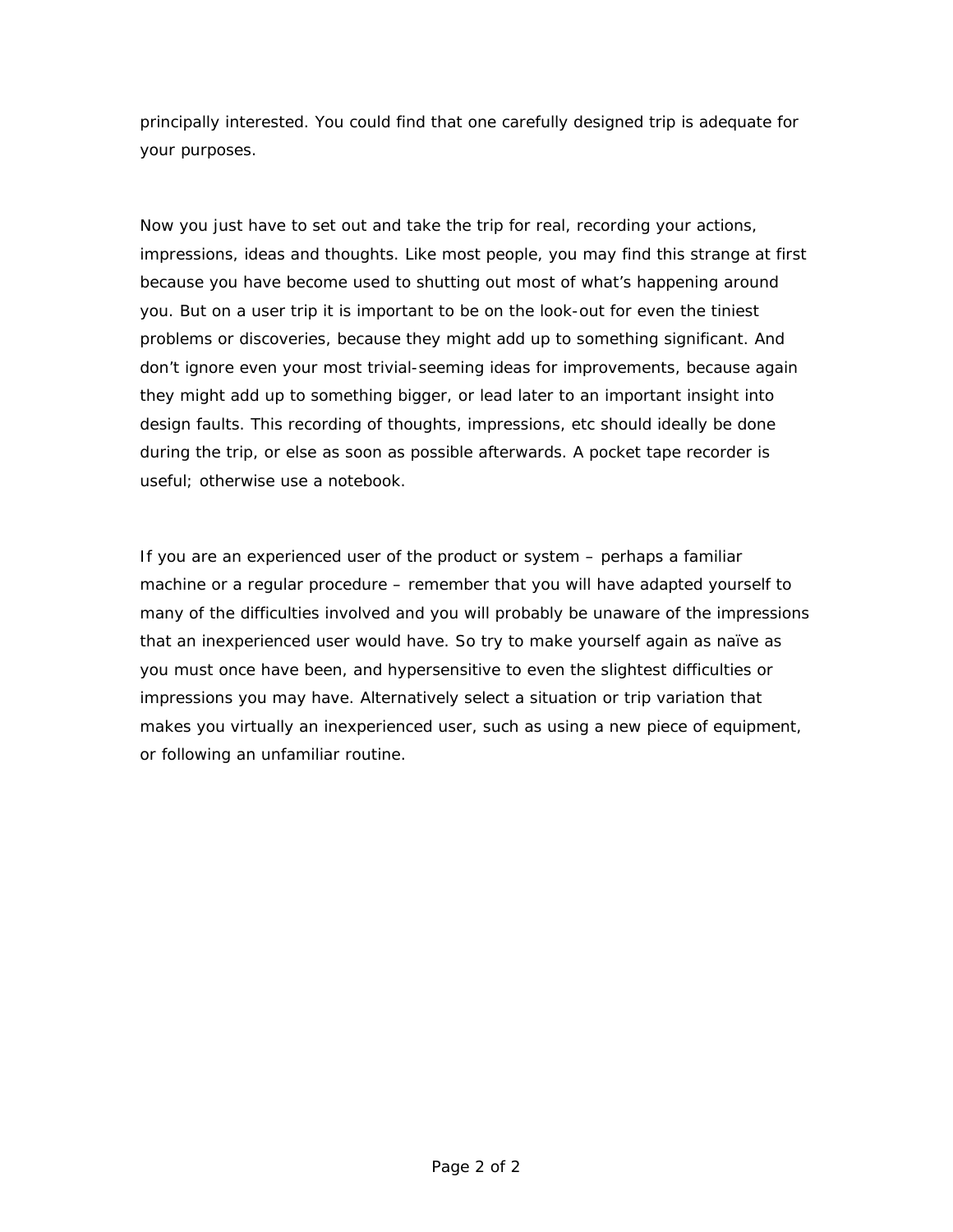principally interested. You could find that one carefully designed trip is adequate for your purposes.

Now you just have to set out and take the trip for real, recording your actions, impressions, ideas and thoughts. Like most people, you may find this strange at first because you have become used to shutting out most of what's happening around you. But on a user trip it is important to be on the look-out for even the tiniest problems or discoveries, because they might add up to something significant. And don't ignore even your most trivial-seeming ideas for improvements, because again they might add up to something bigger, or lead later to an important insight into design faults. This recording of thoughts, impressions, etc should ideally be done during the trip, or else as soon as possible afterwards. A pocket tape recorder is useful; otherwise use a notebook.

If you are an experienced user of the product or system – perhaps a familiar machine or a regular procedure – remember that you will have adapted yourself to many of the difficulties involved and you will probably be unaware of the impressions that an inexperienced user would have. So try to make yourself again as naïve as you must once have been, and hypersensitive to even the slightest difficulties or impressions you may have. Alternatively select a situation or trip variation that makes you virtually an inexperienced user, such as using a new piece of equipment, or following an unfamiliar routine.